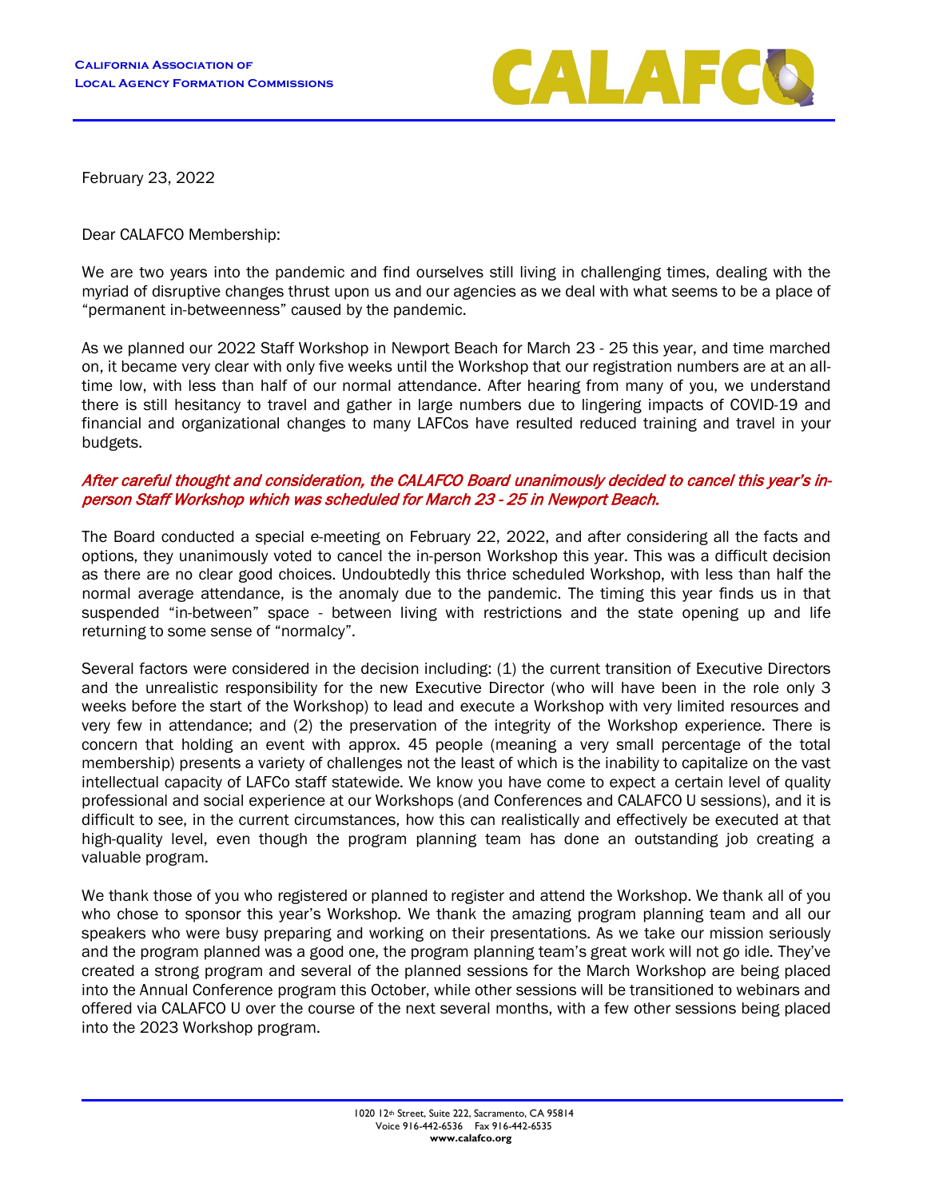**California Association of Local Agency Formation Commissions**

**CALAFCO**

February 23, 2022

Dear CALAFCO Membership:

We are two years into the pandemic and find ourselves still living in challenging times, dealing with the myriad of disruptive changes thrust upon us and our agencies as we deal with what seems to be a place of "permanent in-betweenness" caused by the pandemic.

As we planned our 2022 Staff Workshop in Newport Beach for March 23 - 25 this year, and time marched on, it became very clear with only five weeks until the Workshop that our registration numbers are at an all-time low, with less than half of our normal attendance. After hearing from many of you, we understand there is still hesitancy to travel and gather in large numbers due to lingering impacts of COVID-19 and financial and organizational changes to many LAFCos have resulted reduced training and travel in your budgets.

***After careful thought and consideration, the CALAFCO Board unanimously decided to cancel this year's in-person Staff Workshop which was scheduled for March 23 - 25 in Newport Beach.***

The Board conducted a special e-meeting on February 22, 2022, and after considering all the facts and options, they unanimously voted to cancel the in-person Workshop this year. This was a difficult decision as there are no clear good choices. Undoubtedly this thrice scheduled Workshop, with less than half the normal average attendance, is the anomaly due to the pandemic. The timing this year finds us in that suspended "in-between" space - between living with restrictions and the state opening up and life returning to some sense of "normalcy".

Several factors were considered in the decision including: (1) the current transition of Executive Directors and the unrealistic responsibility for the new Executive Director (who will have been in the role only 3 weeks before the start of the Workshop) to lead and execute a Workshop with very limited resources and very few in attendance; and (2) the preservation of the integrity of the Workshop experience. There is concern that holding an event with approx. 45 people (meaning a very small percentage of the total membership) presents a variety of challenges not the least of which is the inability to capitalize on the vast intellectual capacity of LAFCo staff statewide. We know you have come to expect a certain level of quality professional and social experience at our Workshops (and Conferences and CALAFCO U sessions), and it is difficult to see, in the current circumstances, how this can realistically and effectively be executed at that high-quality level, even though the program planning team has done an outstanding job creating a valuable program.

We thank those of you who registered or planned to register and attend the Workshop. We thank all of you who chose to sponsor this year's Workshop. We thank the amazing program planning team and all our speakers who were busy preparing and working on their presentations. As we take our mission seriously and the program planned was a good one, the program planning team's great work will not go idle. They've created a strong program and several of the planned sessions for the March Workshop are being placed into the Annual Conference program this October, while other sessions will be transitioned to webinars and offered via CALAFCO U over the course of the next several months, with a few other sessions being placed into the 2023 Workshop program.

1020 12th Street, Suite 222, Sacramento, CA 95814
Voice 916-442-6536 Fax 916-442-6535
**www.calafco.org**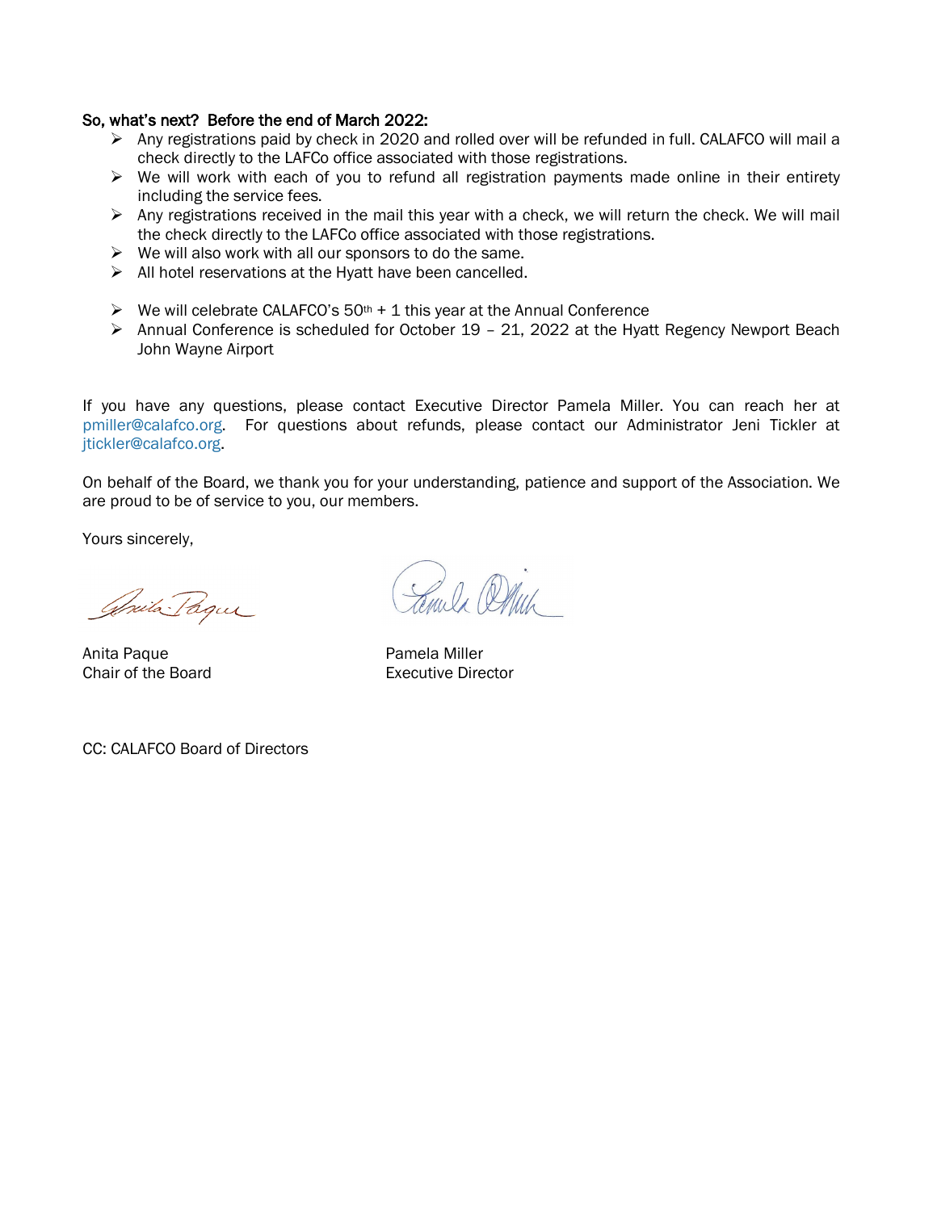**So, what's next? Before the end of March 2022:**

- Any registrations paid by check in 2020 and rolled over will be refunded in full. CALAFCO will mail a check directly to the LAFCo office associated with those registrations.
- We will work with each of you to refund all registration payments made online in their entirety including the service fees.
- Any registrations received in the mail this year with a check, we will return the check. We will mail the check directly to the LAFCo office associated with those registrations.
- We will also work with all our sponsors to do the same.
- All hotel reservations at the Hyatt have been cancelled.

- We will celebrate CALAFCO's 50th + 1 this year at the Annual Conference
- Annual Conference is scheduled for October 19 – 21, 2022 at the Hyatt Regency Newport Beach John Wayne Airport

If you have any questions, please contact Executive Director Pamela Miller. You can reach her at pmiller@calafco.org. For questions about refunds, please contact our Administrator Jeni Tickler at jtickler@calafco.org.

On behalf of the Board, we thank you for your understanding, patience and support of the Association. We are proud to be of service to you, our members.

Yours sincerely,

Anita Paque
Chair of the Board

Pamela Miller
Executive Director

CC: CALAFCO Board of Directors